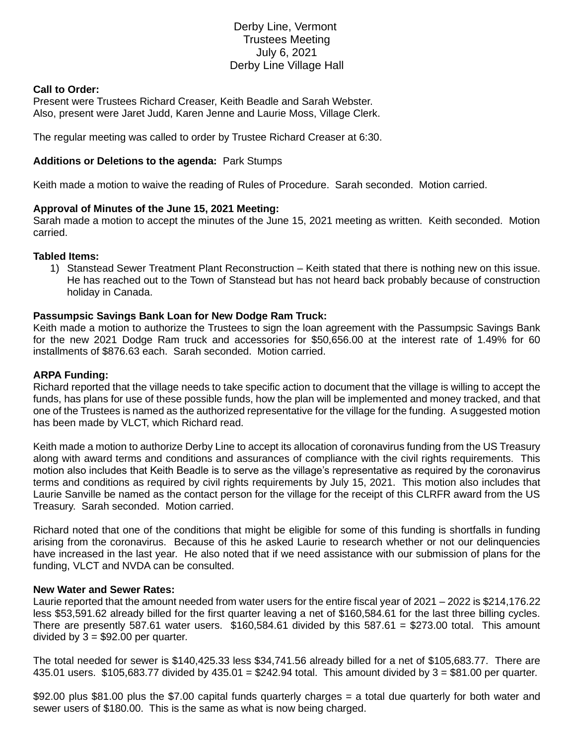# Derby Line, Vermont
## Trustees Meeting
## July 6, 2021
## Derby Line Village Hall

**Call to Order:**
Present were Trustees Richard Creaser, Keith Beadle and Sarah Webster.
Also, present were Jaret Judd, Karen Jenne and Laurie Moss, Village Clerk.

The regular meeting was called to order by Trustee Richard Creaser at 6:30.

**Additions or Deletions to the agenda:** Park Stumps

Keith made a motion to waive the reading of Rules of Procedure. Sarah seconded. Motion carried.

**Approval of Minutes of the June 15, 2021 Meeting:**
Sarah made a motion to accept the minutes of the June 15, 2021 meeting as written. Keith seconded. Motion carried.

**Tabled Items:**

1) Stanstead Sewer Treatment Plant Reconstruction – Keith stated that there is nothing new on this issue. He has reached out to the Town of Stanstead but has not heard back probably because of construction holiday in Canada.

**Passumpsic Savings Bank Loan for New Dodge Ram Truck:**
Keith made a motion to authorize the Trustees to sign the loan agreement with the Passumpsic Savings Bank for the new 2021 Dodge Ram truck and accessories for $50,656.00 at the interest rate of 1.49% for 60 installments of $876.63 each. Sarah seconded. Motion carried.

**ARPA Funding:**
Richard reported that the village needs to take specific action to document that the village is willing to accept the funds, has plans for use of these possible funds, how the plan will be implemented and money tracked, and that one of the Trustees is named as the authorized representative for the village for the funding. A suggested motion has been made by VLCT, which Richard read.

Keith made a motion to authorize Derby Line to accept its allocation of coronavirus funding from the US Treasury along with award terms and conditions and assurances of compliance with the civil rights requirements. This motion also includes that Keith Beadle is to serve as the village's representative as required by the coronavirus terms and conditions as required by civil rights requirements by July 15, 2021. This motion also includes that Laurie Sanville be named as the contact person for the village for the receipt of this CLRFR award from the US Treasury. Sarah seconded. Motion carried.

Richard noted that one of the conditions that might be eligible for some of this funding is shortfalls in funding arising from the coronavirus. Because of this he asked Laurie to research whether or not our delinquencies have increased in the last year. He also noted that if we need assistance with our submission of plans for the funding, VLCT and NVDA can be consulted.

**New Water and Sewer Rates:**
Laurie reported that the amount needed from water users for the entire fiscal year of 2021 – 2022 is $214,176.22 less $53,591.62 already billed for the first quarter leaving a net of $160,584.61 for the last three billing cycles. There are presently 587.61 water users. $160,584.61 divided by this 587.61 = $273.00 total. This amount divided by 3 = $92.00 per quarter.

The total needed for sewer is $140,425.33 less $34,741.56 already billed for a net of $105,683.77. There are 435.01 users. $105,683.77 divided by 435.01 = $242.94 total. This amount divided by 3 = $81.00 per quarter.

$92.00 plus $81.00 plus the $7.00 capital funds quarterly charges = a total due quarterly for both water and sewer users of $180.00. This is the same as what is now being charged.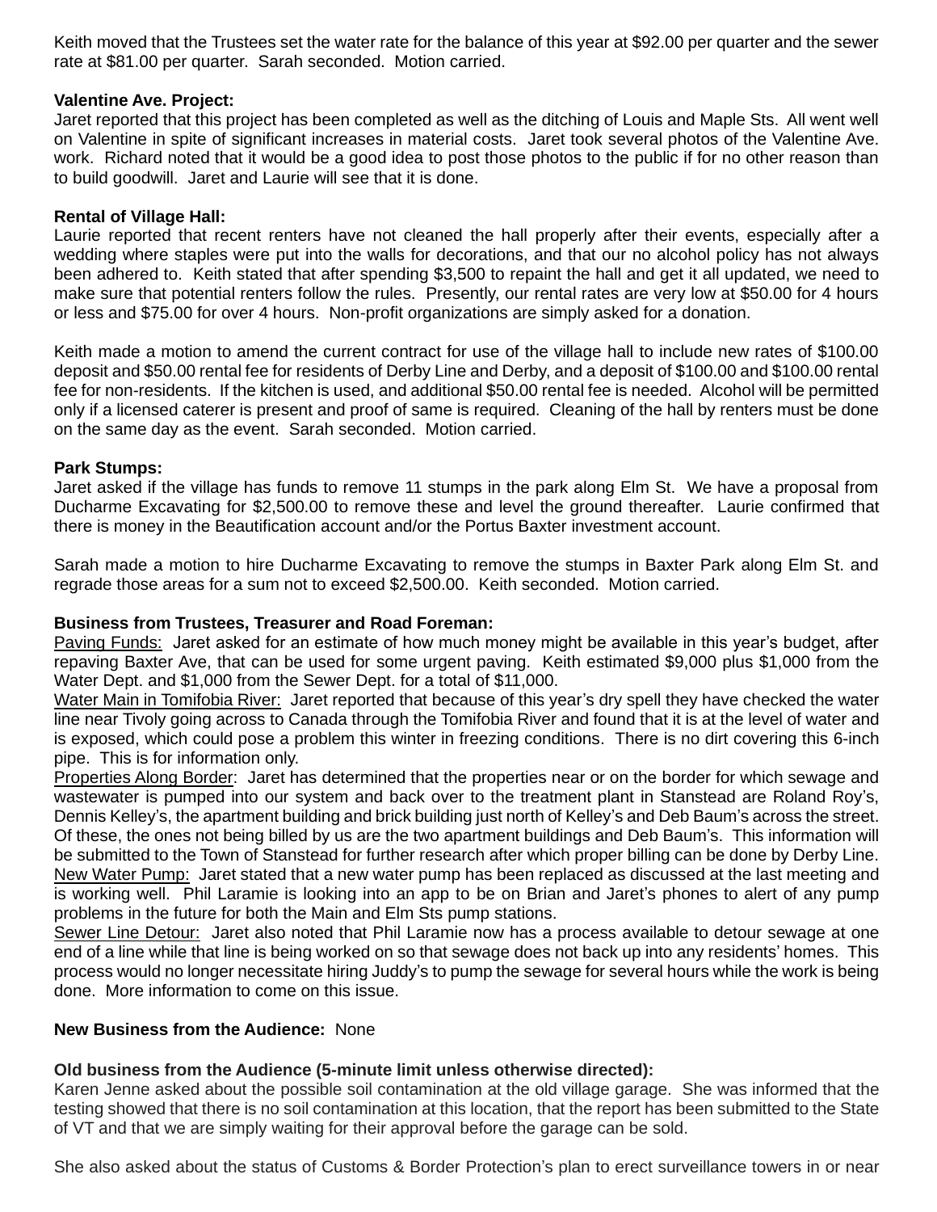Keith moved that the Trustees set the water rate for the balance of this year at $92.00 per quarter and the sewer rate at $81.00 per quarter. Sarah seconded. Motion carried.

**Valentine Ave. Project:**
Jaret reported that this project has been completed as well as the ditching of Louis and Maple Sts. All went well on Valentine in spite of significant increases in material costs. Jaret took several photos of the Valentine Ave. work. Richard noted that it would be a good idea to post those photos to the public if for no other reason than to build goodwill. Jaret and Laurie will see that it is done.

**Rental of Village Hall:**
Laurie reported that recent renters have not cleaned the hall properly after their events, especially after a wedding where staples were put into the walls for decorations, and that our no alcohol policy has not always been adhered to. Keith stated that after spending $3,500 to repaint the hall and get it all updated, we need to make sure that potential renters follow the rules. Presently, our rental rates are very low at $50.00 for 4 hours or less and $75.00 for over 4 hours. Non-profit organizations are simply asked for a donation.

Keith made a motion to amend the current contract for use of the village hall to include new rates of $100.00 deposit and $50.00 rental fee for residents of Derby Line and Derby, and a deposit of $100.00 and $100.00 rental fee for non-residents. If the kitchen is used, and additional $50.00 rental fee is needed. Alcohol will be permitted only if a licensed caterer is present and proof of same is required. Cleaning of the hall by renters must be done on the same day as the event. Sarah seconded. Motion carried.

**Park Stumps:**
Jaret asked if the village has funds to remove 11 stumps in the park along Elm St. We have a proposal from Ducharme Excavating for $2,500.00 to remove these and level the ground thereafter. Laurie confirmed that there is money in the Beautification account and/or the Portus Baxter investment account.

Sarah made a motion to hire Ducharme Excavating to remove the stumps in Baxter Park along Elm St. and regrade those areas for a sum not to exceed $2,500.00. Keith seconded. Motion carried.

**Business from Trustees, Treasurer and Road Foreman:**
<u>Paving Funds:</u> Jaret asked for an estimate of how much money might be available in this year's budget, after repaving Baxter Ave, that can be used for some urgent paving. Keith estimated $9,000 plus $1,000 from the Water Dept. and $1,000 from the Sewer Dept. for a total of $11,000.
<u>Water Main in Tomifobia River:</u> Jaret reported that because of this year's dry spell they have checked the water line near Tivoly going across to Canada through the Tomifobia River and found that it is at the level of water and is exposed, which could pose a problem this winter in freezing conditions. There is no dirt covering this 6-inch pipe. This is for information only.
<u>Properties Along Border</u>: Jaret has determined that the properties near or on the border for which sewage and wastewater is pumped into our system and back over to the treatment plant in Stanstead are Roland Roy's, Dennis Kelley's, the apartment building and brick building just north of Kelley's and Deb Baum's across the street. Of these, the ones not being billed by us are the two apartment buildings and Deb Baum's. This information will be submitted to the Town of Stanstead for further research after which proper billing can be done by Derby Line.
<u>New Water Pump:</u> Jaret stated that a new water pump has been replaced as discussed at the last meeting and is working well. Phil Laramie is looking into an app to be on Brian and Jaret's phones to alert of any pump problems in the future for both the Main and Elm Sts pump stations.
<u>Sewer Line Detour:</u> Jaret also noted that Phil Laramie now has a process available to detour sewage at one end of a line while that line is being worked on so that sewage does not back up into any residents' homes. This process would no longer necessitate hiring Juddy's to pump the sewage for several hours while the work is being done. More information to come on this issue.

**New Business from the Audience:** None

**Old business from the Audience (5-minute limit unless otherwise directed):**
Karen Jenne asked about the possible soil contamination at the old village garage. She was informed that the testing showed that there is no soil contamination at this location, that the report has been submitted to the State of VT and that we are simply waiting for their approval before the garage can be sold.

She also asked about the status of Customs & Border Protection's plan to erect surveillance towers in or near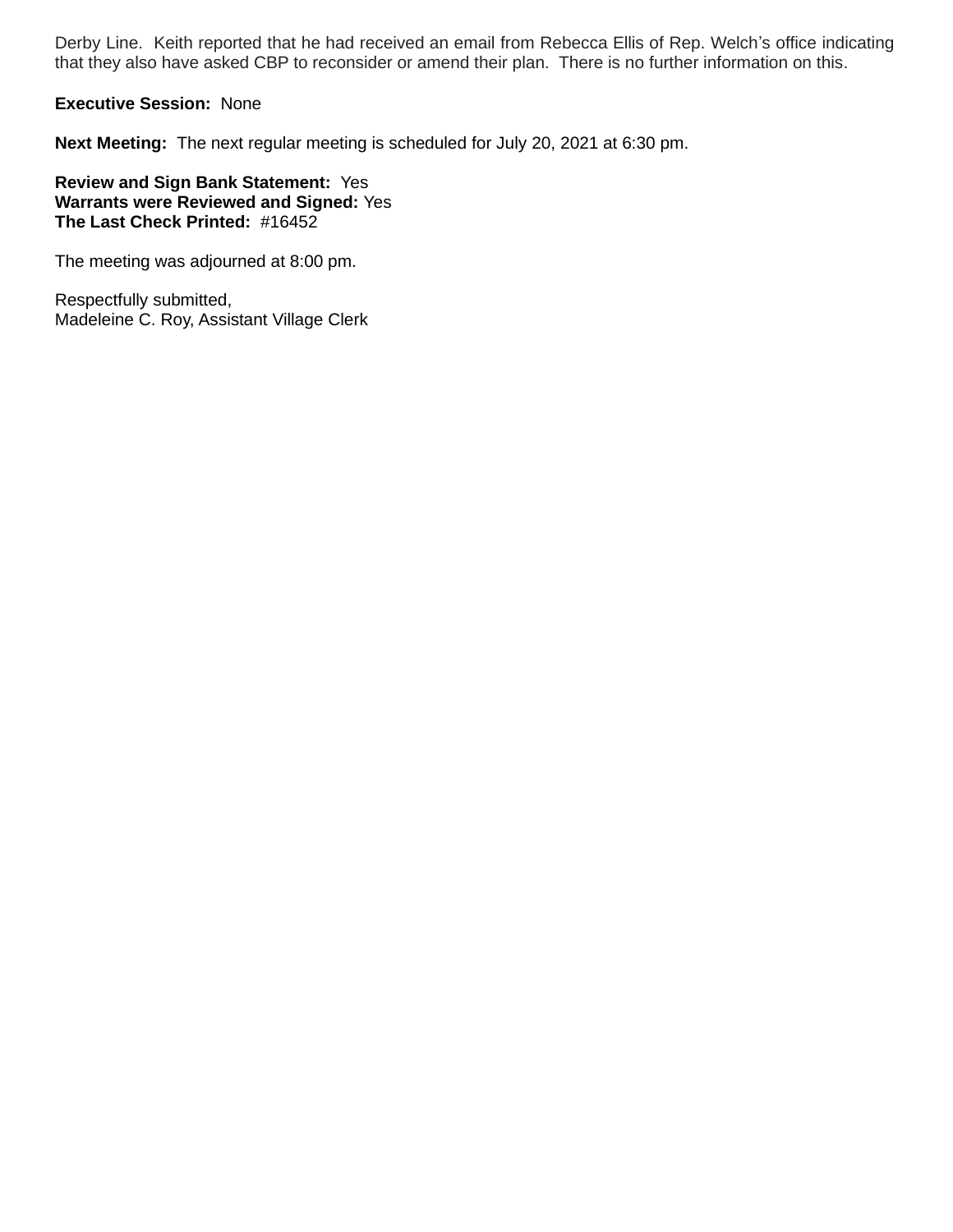Derby Line. Keith reported that he had received an email from Rebecca Ellis of Rep. Welch's office indicating that they also have asked CBP to reconsider or amend their plan. There is no further information on this.

**Executive Session:** None

**Next Meeting:** The next regular meeting is scheduled for July 20, 2021 at 6:30 pm.

**Review and Sign Bank Statement:** Yes
**Warrants were Reviewed and Signed:** Yes
**The Last Check Printed:** #16452

The meeting was adjourned at 8:00 pm.

Respectfully submitted,
Madeleine C. Roy, Assistant Village Clerk